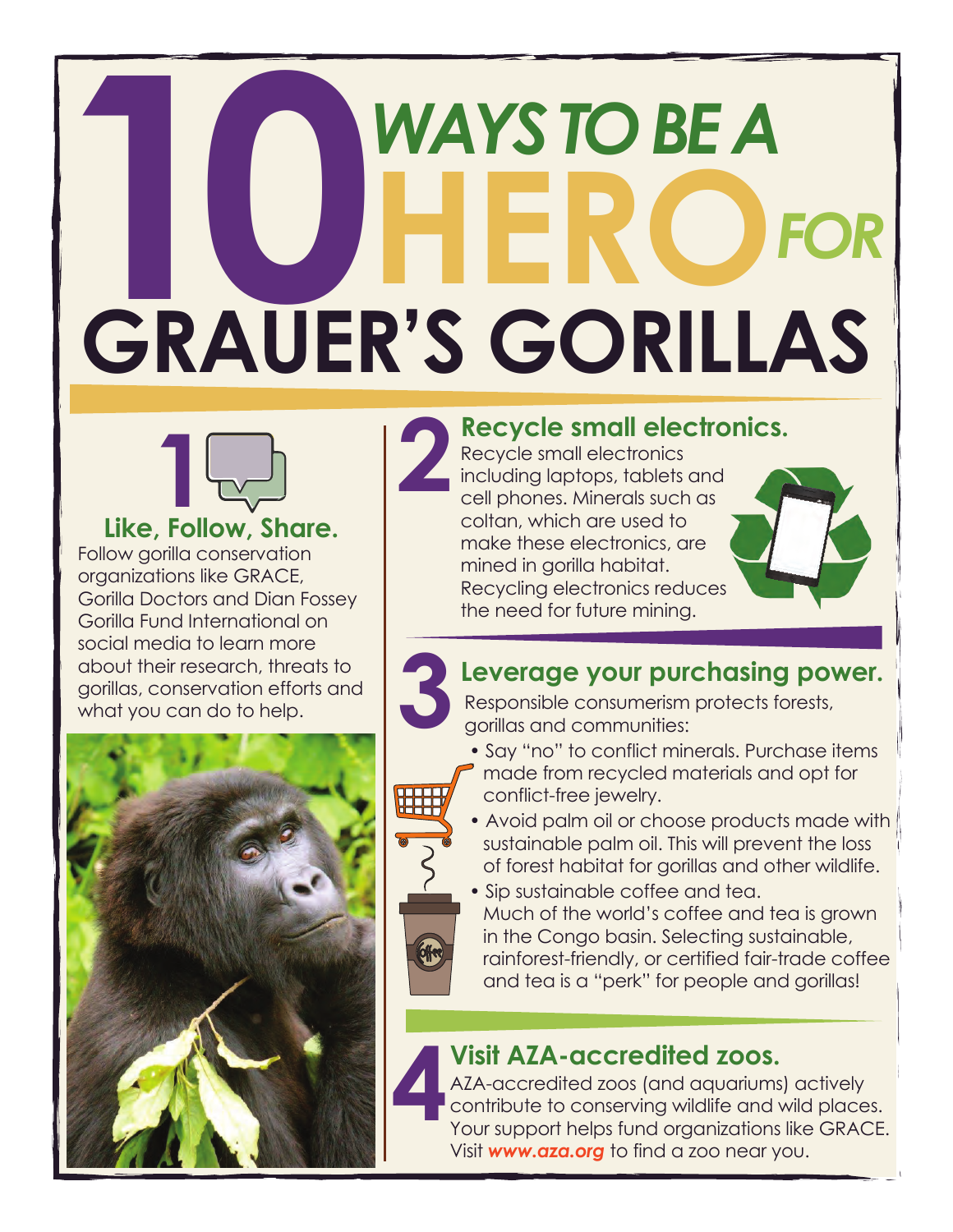# 10 WAYS TO BE A HERO FOR GRAUER'S GORILLAS

## 1 Like, Follow, Share.

Follow gorilla conservation organizations like GRACE, Gorilla Doctors and Dian Fossey Gorilla Fund International on social media to learn more about their research, threats to gorillas, conservation efforts and what you can do to help.

## 2 Recycle small electronics.

Recycle small electronics including laptops, tablets and cell phones. Minerals such as coltan, which are used to make these electronics, are mined in gorilla habitat. Recycling electronics reduces the need for future mining.

## 3 Leverage your purchasing power.

Responsible consumerism protects forests, gorillas and communities:

- Say "no" to conflict minerals. Purchase items made from recycled materials and opt for conflict-free jewelry.
- Avoid palm oil or choose products made with sustainable palm oil. This will prevent the loss of forest habitat for gorillas and other wildlife.
- Sip sustainable coffee and tea. Much of the world's coffee and tea is grown in the Congo basin. Selecting sustainable, rainforest-friendly, or certified fair-trade coffee and tea is a "perk" for people and gorillas!

## 4 Visit AZA-accredited zoos.

AZA-accredited zoos (and aquariums) actively contribute to conserving wildlife and wild places. Your support helps fund organizations like GRACE. Visit ***www.aza.org*** to find a zoo near you.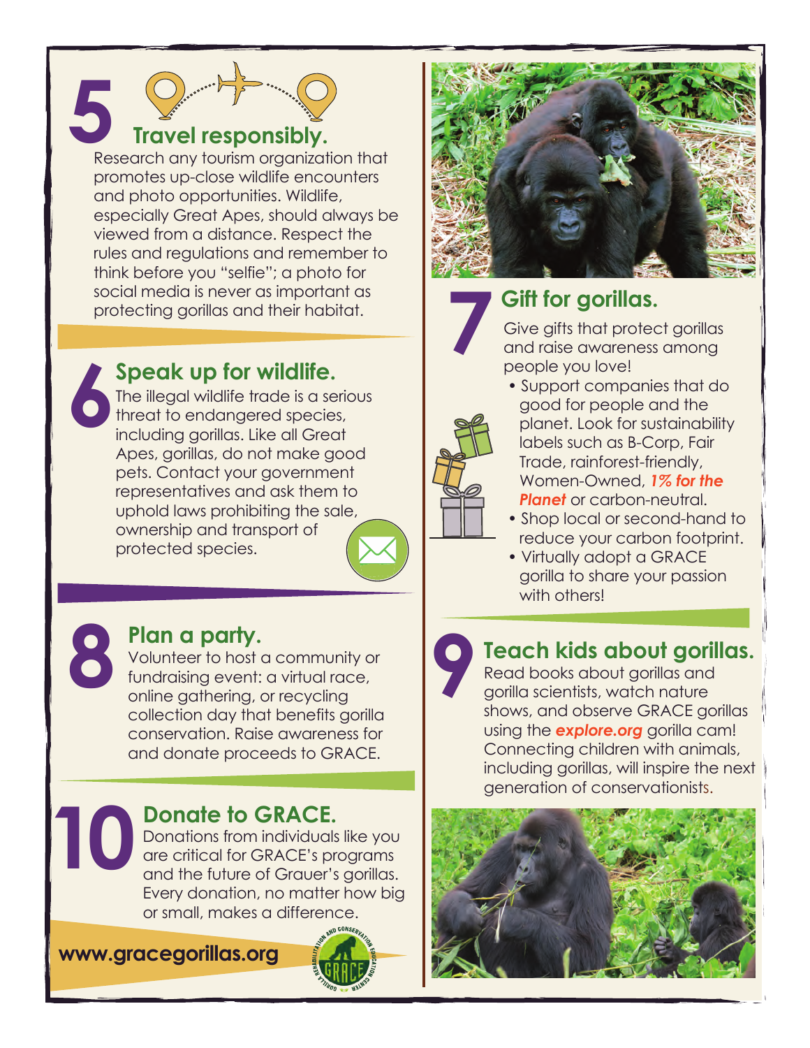## 5 Travel responsibly.

Research any tourism organization that promotes up-close wildlife encounters and photo opportunities. Wildlife, especially Great Apes, should always be viewed from a distance. Respect the rules and regulations and remember to think before you "selfie"; a photo for social media is never as important as protecting gorillas and their habitat.

## 6 Speak up for wildlife.

The illegal wildlife trade is a serious threat to endangered species, including gorillas. Like all Great Apes, gorillas, do not make good pets. Contact your government representatives and ask them to uphold laws prohibiting the sale, ownership and transport of protected species.

## 7 Gift for gorillas.

Give gifts that protect gorillas and raise awareness among people you love!

- Support companies that do good for people and the planet. Look for sustainability labels such as B-Corp, Fair Trade, rainforest-friendly, Women-Owned, ***1% for the Planet*** or carbon-neutral.
- Shop local or second-hand to reduce your carbon footprint.
- Virtually adopt a GRACE gorilla to share your passion with others!

## 8 Plan a party.

Volunteer to host a community or fundraising event: a virtual race, online gathering, or recycling collection day that benefits gorilla conservation. Raise awareness for and donate proceeds to GRACE.

## 9 Teach kids about gorillas.

Read books about gorillas and gorilla scientists, watch nature shows, and observe GRACE gorillas using the ***explore.org*** gorilla cam! Connecting children with animals, including gorillas, will inspire the next generation of conservationists.

## 10 Donate to GRACE.

Donations from individuals like you are critical for GRACE's programs and the future of Grauer's gorillas. Every donation, no matter how big or small, makes a difference.

**www.gracegorillas.org**